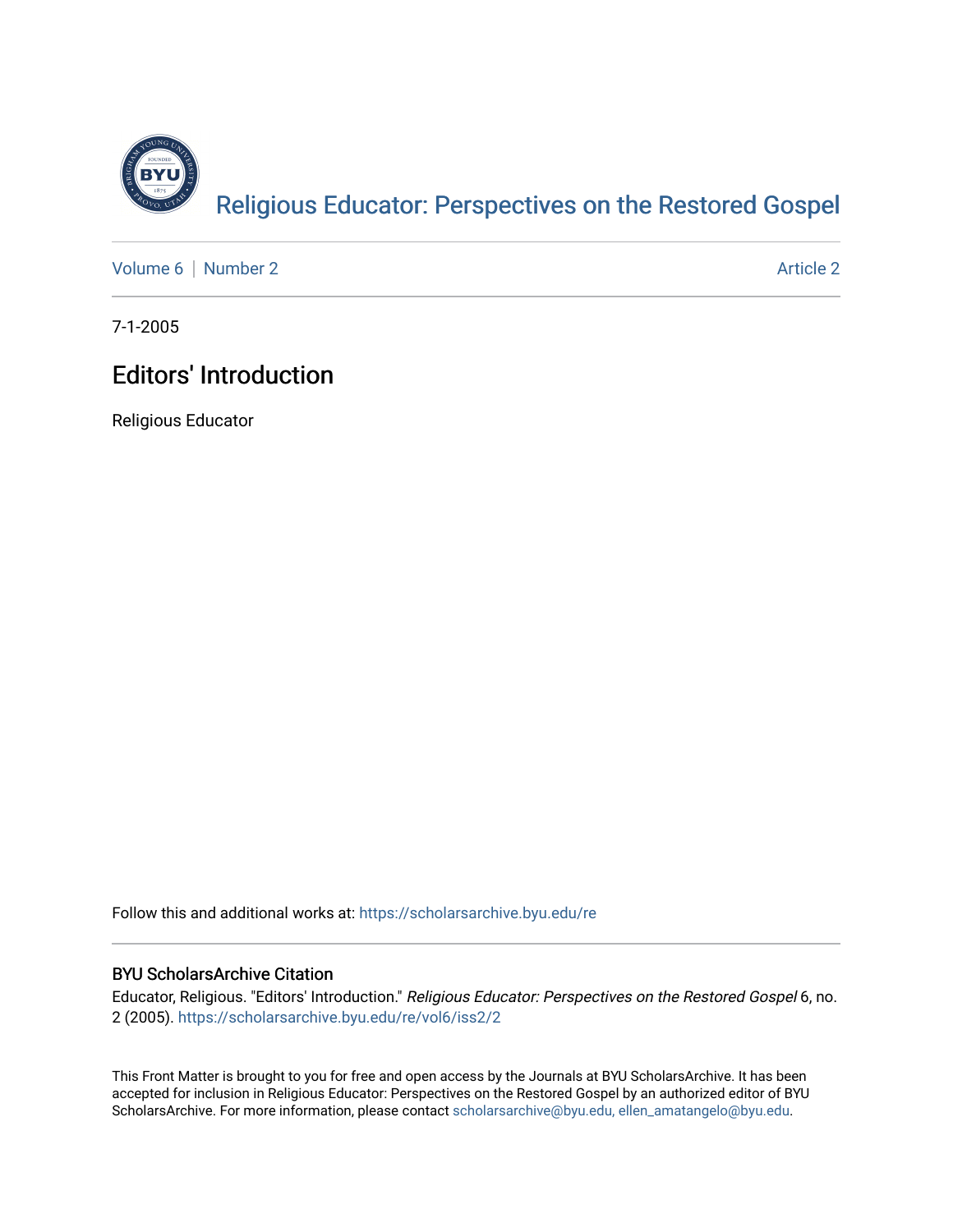# Religious Educator: Perspectives on the Restored Gospel

Volume 6 | Number 2 Article 2

7-1-2005

## Editors' Introduction

Religious Educator

Follow this and additional works at: https://scholarsarchive.byu.edu/re

### BYU ScholarsArchive Citation

Educator, Religious. "Editors' Introduction." *Religious Educator: Perspectives on the Restored Gospel* 6, no. 2 (2005). https://scholarsarchive.byu.edu/re/vol6/iss2/2

This Front Matter is brought to you for free and open access by the Journals at BYU ScholarsArchive. It has been accepted for inclusion in Religious Educator: Perspectives on the Restored Gospel by an authorized editor of BYU ScholarsArchive. For more information, please contact scholarsarchive@byu.edu, ellen_amatangelo@byu.edu.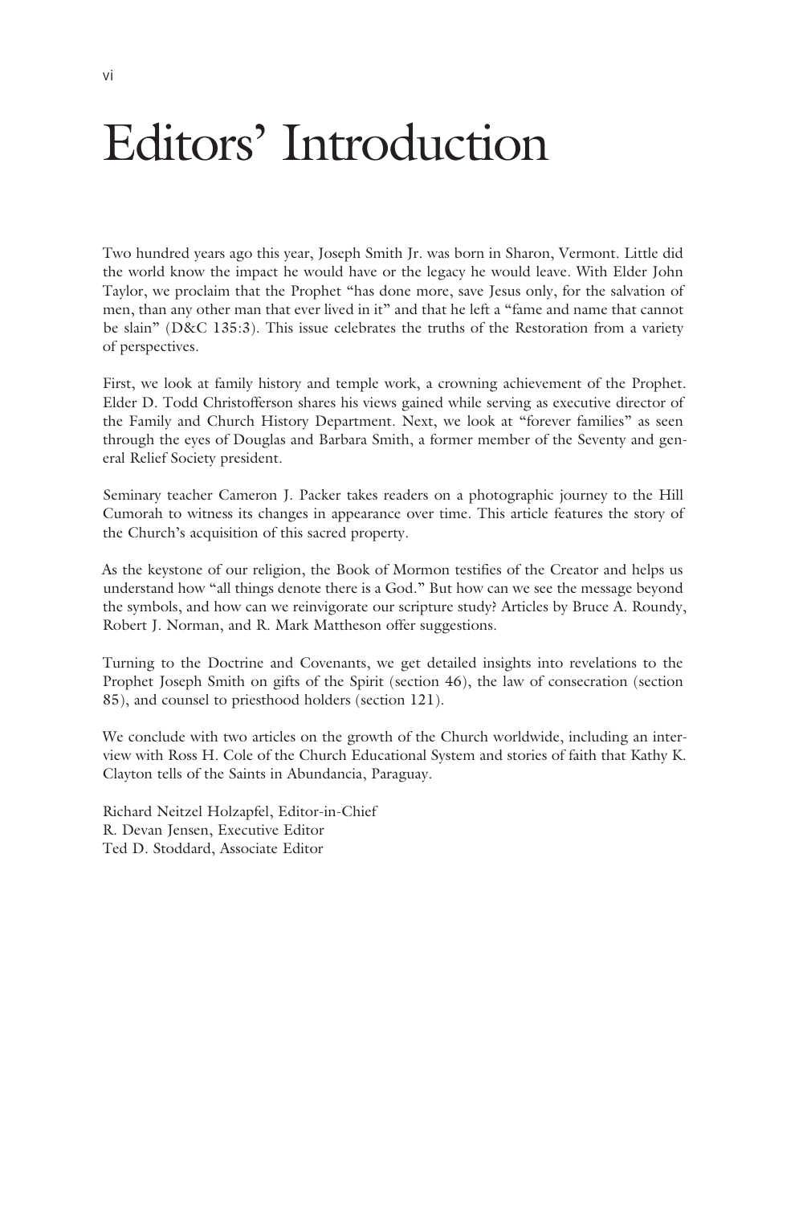# Editors' Introduction

Two hundred years ago this year, Joseph Smith Jr. was born in Sharon, Vermont. Little did the world know the impact he would have or the legacy he would leave. With Elder John Taylor, we proclaim that the Prophet "has done more, save Jesus only, for the salvation of men, than any other man that ever lived in it" and that he left a "fame and name that cannot be slain" (D&C 135:3). This issue celebrates the truths of the Restoration from a variety of perspectives.

First, we look at family history and temple work, a crowning achievement of the Prophet. Elder D. Todd Christofferson shares his views gained while serving as executive director of the Family and Church History Department. Next, we look at "forever families" as seen through the eyes of Douglas and Barbara Smith, a former member of the Seventy and general Relief Society president.

Seminary teacher Cameron J. Packer takes readers on a photographic journey to the Hill Cumorah to witness its changes in appearance over time. This article features the story of the Church's acquisition of this sacred property.

As the keystone of our religion, the Book of Mormon testifies of the Creator and helps us understand how "all things denote there is a God." But how can we see the message beyond the symbols, and how can we reinvigorate our scripture study? Articles by Bruce A. Roundy, Robert J. Norman, and R. Mark Mattheson offer suggestions.

Turning to the Doctrine and Covenants, we get detailed insights into revelations to the Prophet Joseph Smith on gifts of the Spirit (section 46), the law of consecration (section 85), and counsel to priesthood holders (section 121).

We conclude with two articles on the growth of the Church worldwide, including an interview with Ross H. Cole of the Church Educational System and stories of faith that Kathy K. Clayton tells of the Saints in Abundancia, Paraguay.

Richard Neitzel Holzapfel, Editor-in-Chief  
R. Devan Jensen, Executive Editor  
Ted D. Stoddard, Associate Editor